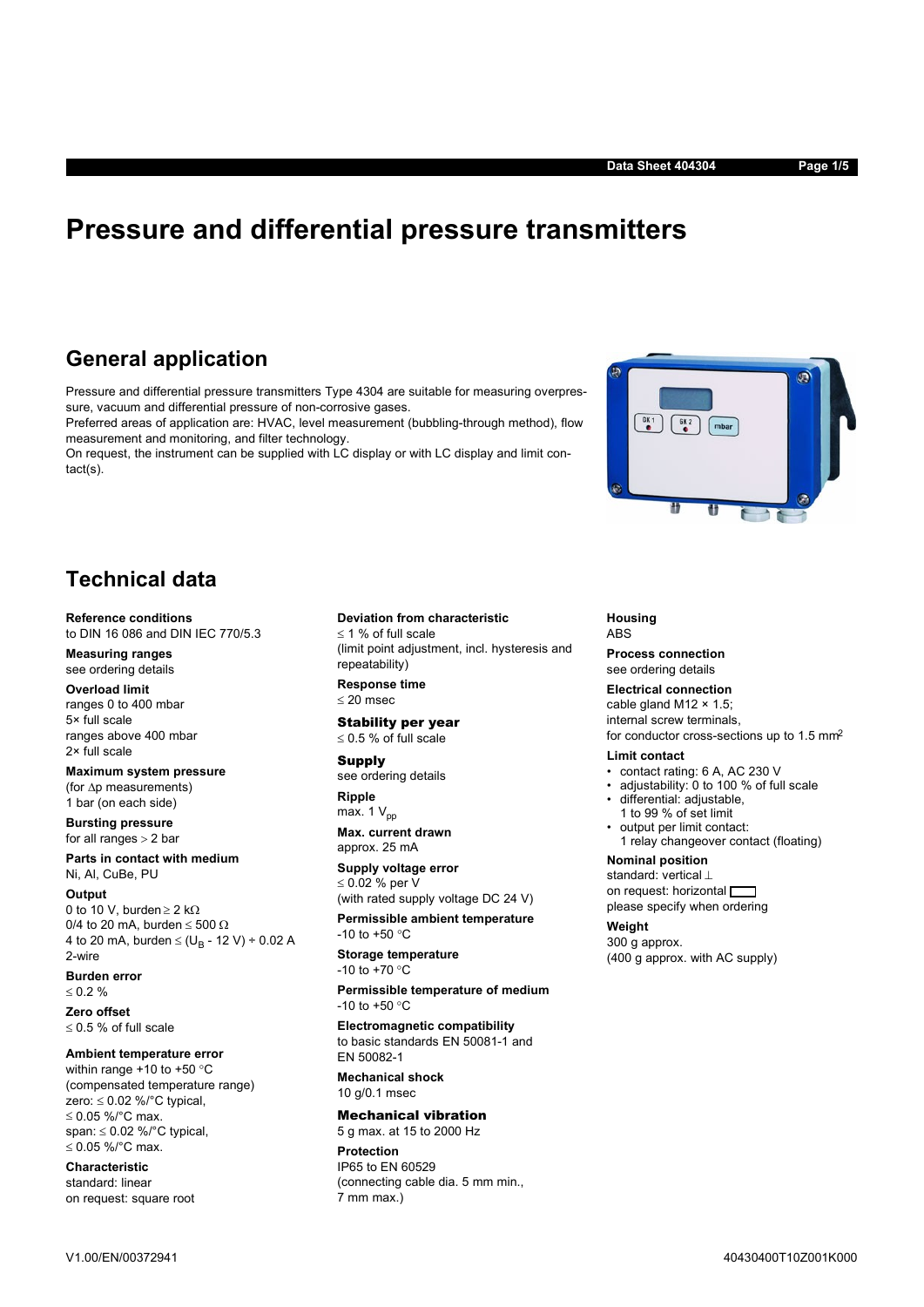# Pressure and differential pressure transmitters

## General application

Pressure and differential pressure transmitters Type 4304 are suitable for measuring overpressure, vacuum and differential pressure of non-corrosive gases.
Preferred areas of application are: HVAC, level measurement (bubbling-through method), flow measurement and monitoring, and filter technology.
On request, the instrument can be supplied with LC display or with LC display and limit contact(s).

## Technical data

**Reference conditions**
to DIN 16 086 and DIN IEC 770/5.3

**Measuring ranges**
see ordering details

**Overload limit**
ranges 0 to 400 mbar
5× full scale
ranges above 400 mbar
2× full scale

**Maximum system pressure**
(for Δp measurements)
1 bar (on each side)

**Bursting pressure**
for all ranges > 2 bar

**Parts in contact with medium**
Ni, Al, CuBe, PU

**Output**
0 to 10 V, burden ≥ 2 kΩ
0/4 to 20 mA, burden ≤ 500 Ω
4 to 20 mA, burden ≤ $(U_B$ - 12 V) ÷ 0.02 A
2-wire

**Burden error**
≤ 0.2 %

**Zero offset**
≤ 0.5 % of full scale

**Ambient temperature error**
within range +10 to +50 °C
(compensated temperature range)
zero: ≤ 0.02 %/°C typical,
≤ 0.05 %/°C max.
span: ≤ 0.02 %/°C typical,
≤ 0.05 %/°C max.

**Characteristic**
standard: linear
on request: square root

**Deviation from characteristic**
≤ 1 % of full scale
(limit point adjustment, incl. hysteresis and repeatability)

**Response time**
≤ 20 msec

**Stability per year**
≤ 0.5 % of full scale

**Supply**
see ordering details

**Ripple**
max. 1 $V_{pp}$

**Max. current drawn**
approx. 25 mA

**Supply voltage error**
≤ 0.02 % per V
(with rated supply voltage DC 24 V)

**Permissible ambient temperature**
-10 to +50 °C

**Storage temperature**
-10 to +70 °C

**Permissible temperature of medium**
-10 to +50 °C

**Electromagnetic compatibility**
to basic standards EN 50081-1 and EN 50082-1

**Mechanical shock**
10 g/0.1 msec

**Mechanical vibration**
5 g max. at 15 to 2000 Hz

**Protection**
IP65 to EN 60529
(connecting cable dia. 5 mm min., 7 mm max.)

**Housing**
ABS

**Process connection**
see ordering details

**Electrical connection**
cable gland M12 × 1.5;
internal screw terminals,
for conductor cross-sections up to 1.5 mm²

**Limit contact**
- contact rating: 6 A, AC 230 V
- adjustability: 0 to 100 % of full scale
- differential: adjustable, 1 to 99 % of set limit
- output per limit contact: 1 relay changeover contact (floating)

**Nominal position**
standard: vertical ⊥
on request: horizontal
please specify when ordering

**Weight**
300 g approx.
(400 g approx. with AC supply)

V1.00/EN/00372941 40430400T10Z001K000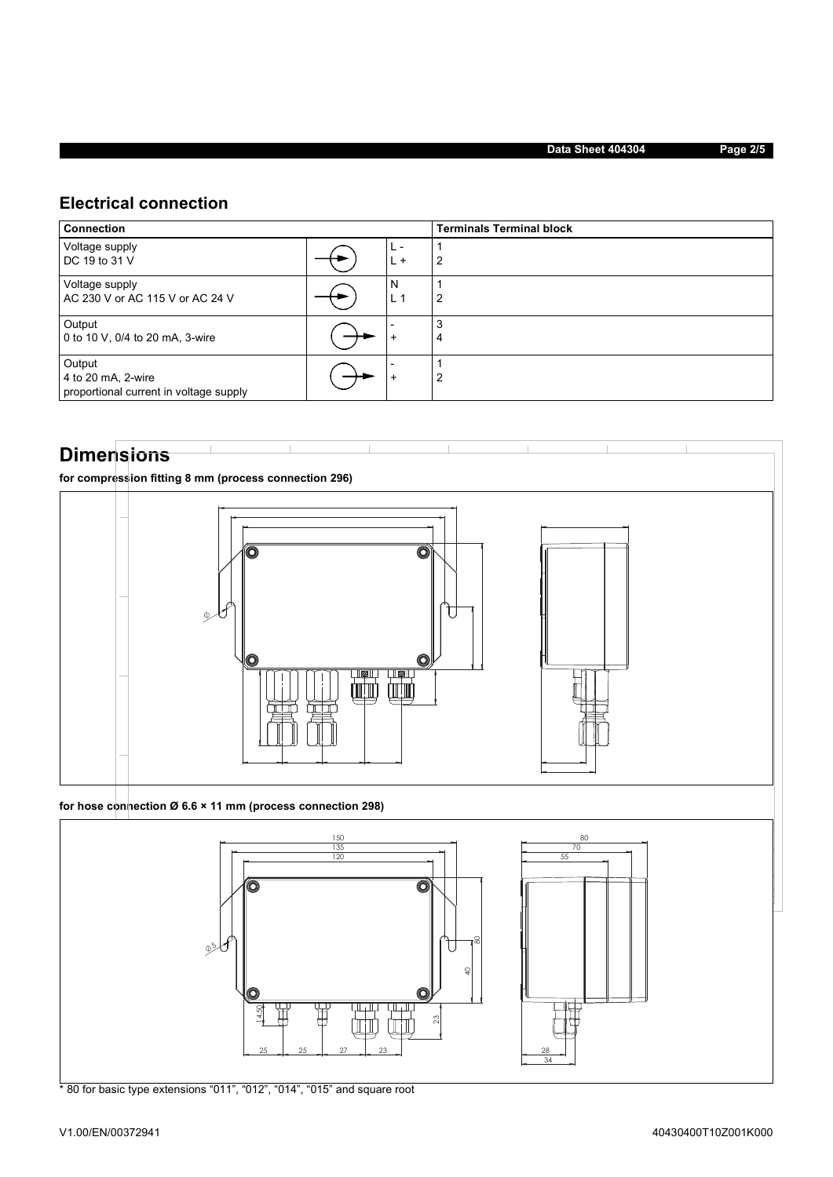## Electrical connection

| Connection | | | Terminals Terminal block |
|---|---|---|---|
| Voltage supply<br>DC 19 to 31 V | | L -<br>L + | 1<br>2 |
| Voltage supply<br>AC 230 V or AC 115 V or AC 24 V | | N<br>L 1 | 1<br>2 |
| Output<br>0 to 10 V, 0/4 to 20 mA, 3-wire | | -<br>+ | 3<br>4 |
| Output<br>4 to 20 mA, 2-wire<br>proportional current in voltage supply | | -<br>+ | 1<br>2 |

## Dimensions

**for compression fitting 8 mm (process connection 296)**

**for hose connection Ø 6.6 × 11 mm (process connection 298)**

\* 80 for basic type extensions "011", "012", "014", "015" and square root

V1.00/EN/00372941

40430400T10Z001K000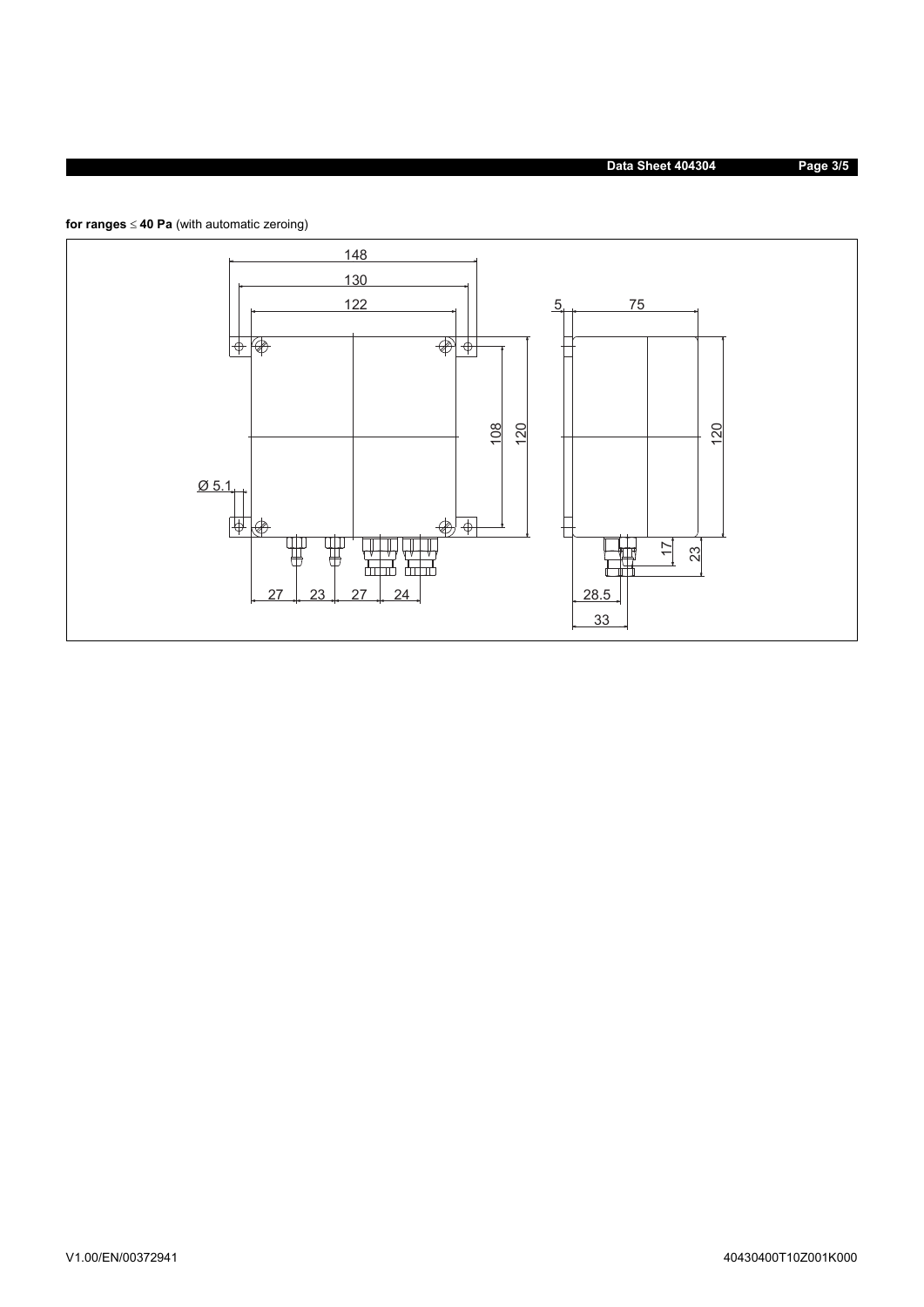**for ranges ≤ 40 Pa** (with automatic zeroing)

148

130

122

5 75

108 120 120

Ø 5.1

17 23

27 23 27 24

28.5

33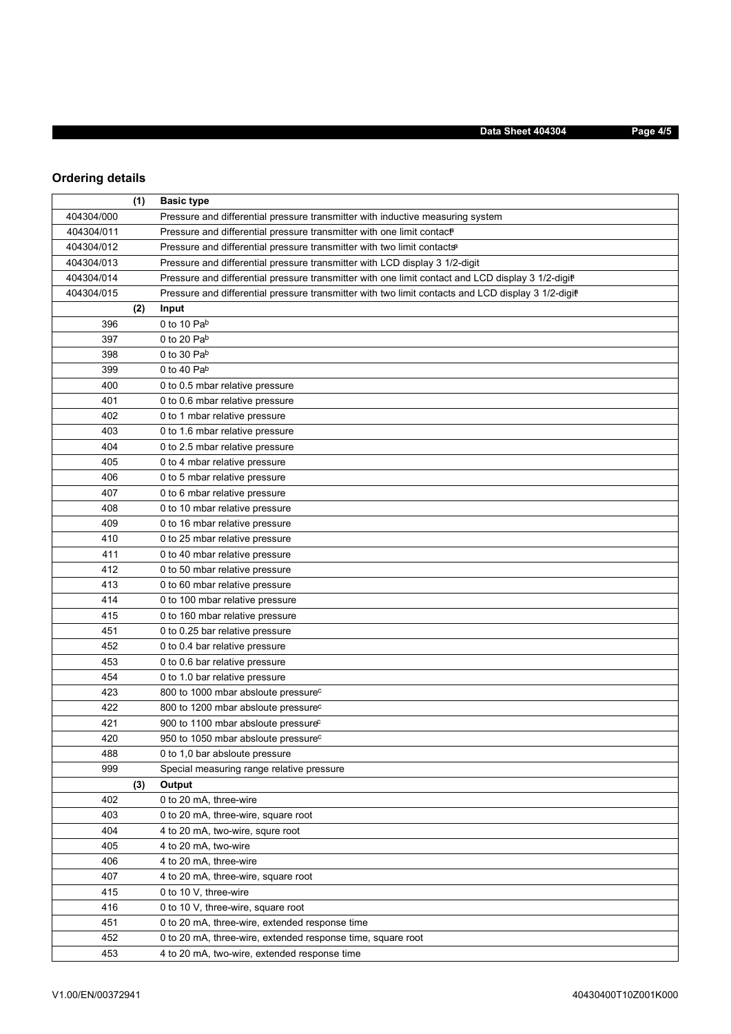## Ordering details

| (1) | Basic type |
|---|---|
| 404304/000 | Pressure and differential pressure transmitter with inductive measuring system |
| 404304/011 | Pressure and differential pressure transmitter with one limit contact[a] |
| 404304/012 | Pressure and differential pressure transmitter with two limit contacts[a] |
| 404304/013 | Pressure and differential pressure transmitter with LCD display 3 1/2-digit |
| 404304/014 | Pressure and differential pressure transmitter with one limit contact and LCD display 3 1/2-digit[a] |
| 404304/015 | Pressure and differential pressure transmitter with two limit contacts and LCD display 3 1/2-digit[a] |
| **(2)** | **Input** |
| 396 | 0 to 10 Pa[b] |
| 397 | 0 to 20 Pa[b] |
| 398 | 0 to 30 Pa[b] |
| 399 | 0 to 40 Pa[b] |
| 400 | 0 to 0.5 mbar relative pressure |
| 401 | 0 to 0.6 mbar relative pressure |
| 402 | 0 to 1 mbar relative pressure |
| 403 | 0 to 1.6 mbar relative pressure |
| 404 | 0 to 2.5 mbar relative pressure |
| 405 | 0 to 4 mbar relative pressure |
| 406 | 0 to 5 mbar relative pressure |
| 407 | 0 to 6 mbar relative pressure |
| 408 | 0 to 10 mbar relative pressure |
| 409 | 0 to 16 mbar relative pressure |
| 410 | 0 to 25 mbar relative pressure |
| 411 | 0 to 40 mbar relative pressure |
| 412 | 0 to 50 mbar relative pressure |
| 413 | 0 to 60 mbar relative pressure |
| 414 | 0 to 100 mbar relative pressure |
| 415 | 0 to 160 mbar relative pressure |
| 451 | 0 to 0.25 bar relative pressure |
| 452 | 0 to 0.4 bar relative pressure |
| 453 | 0 to 0.6 bar relative pressure |
| 454 | 0 to 1.0 bar relative pressure |
| 423 | 800 to 1000 mbar absloute pressure[c] |
| 422 | 800 to 1200 mbar absloute pressure[c] |
| 421 | 900 to 1100 mbar absloute pressure[c] |
| 420 | 950 to 1050 mbar absloute pressure[c] |
| 488 | 0 to 1,0 bar absloute pressure |
| 999 | Special measuring range relative pressure |
| **(3)** | **Output** |
| 402 | 0 to 20 mA, three-wire |
| 403 | 0 to 20 mA, three-wire, square root |
| 404 | 4 to 20 mA, two-wire, squre root |
| 405 | 4 to 20 mA, two-wire |
| 406 | 4 to 20 mA, three-wire |
| 407 | 4 to 20 mA, three-wire, square root |
| 415 | 0 to 10 V, three-wire |
| 416 | 0 to 10 V, three-wire, square root |
| 451 | 0 to 20 mA, three-wire, extended response time |
| 452 | 0 to 20 mA, three-wire, extended response time, square root |
| 453 | 4 to 20 mA, two-wire, extended response time |

V1.00/EN/00372941

40430400T10Z001K000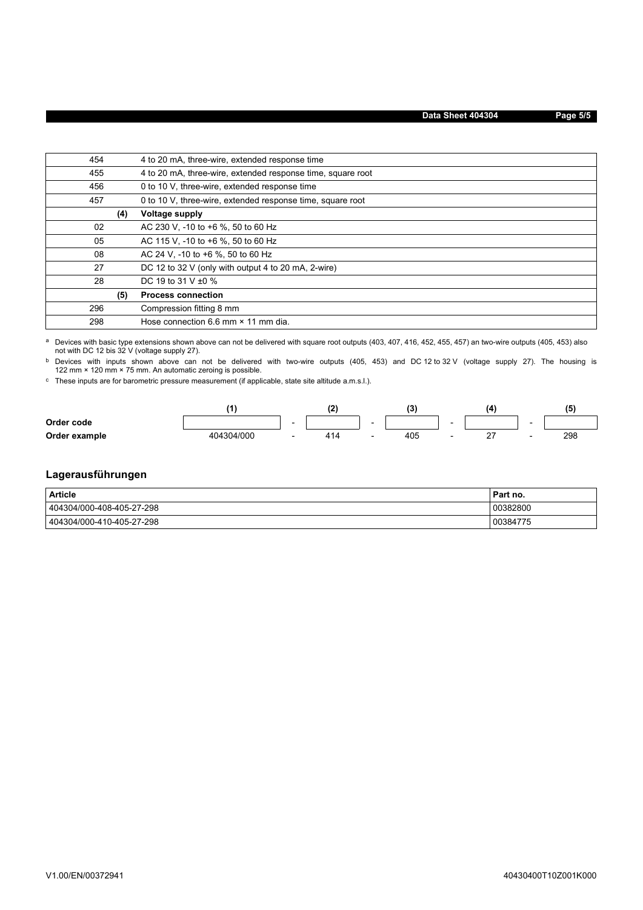| | |
|---|---|
| 454 | 4 to 20 mA, three-wire, extended response time |
| 455 | 4 to 20 mA, three-wire, extended response time, square root |
| 456 | 0 to 10 V, three-wire, extended response time |
| 457 | 0 to 10 V, three-wire, extended response time, square root |
| **(4)** | **Voltage supply** |
| 02 | AC 230 V, -10 to +6 %, 50 to 60 Hz |
| 05 | AC 115 V, -10 to +6 %, 50 to 60 Hz |
| 08 | AC 24 V, -10 to +6 %, 50 to 60 Hz |
| 27 | DC 12 to 32 V (only with output 4 to 20 mA, 2-wire) |
| 28 | DC 19 to 31 V ±0 % |
| **(5)** | **Process connection** |
| 296 | Compression fitting 8 mm |
| 298 | Hose connection 6.6 mm × 11 mm dia. |

[a] Devices with basic type extensions shown above can not be delivered with square root outputs (403, 407, 416, 452, 455, 457) an two-wire outputs (405, 453) also not with DC 12 bis 32 V (voltage supply 27).

[b] Devices with inputs shown above can not be delivered with two-wire outputs (405, 453) and DC 12 to 32 V (voltage supply 27). The housing is 122 mm × 120 mm × 75 mm. An automatic zeroing is possible.

[c] These inputs are for barometric pressure measurement (if applicable, state site altitude a.m.s.l.).

| | (1) | | (2) | | (3) | | (4) | | (5) |
|---|---|---|---|---|---|---|---|---|---|
| **Order code** | | - | | - | | - | | - | |
| **Order example** | 404304/000 | - | 414 | - | 405 | - | 27 | - | 298 |

## Lagerausführungen

| Article | Part no. |
|---|---|
| 404304/000-408-405-27-298 | 00382800 |
| 404304/000-410-405-27-298 | 00384775 |

V1.00/EN/00372941

40430400T10Z001K000